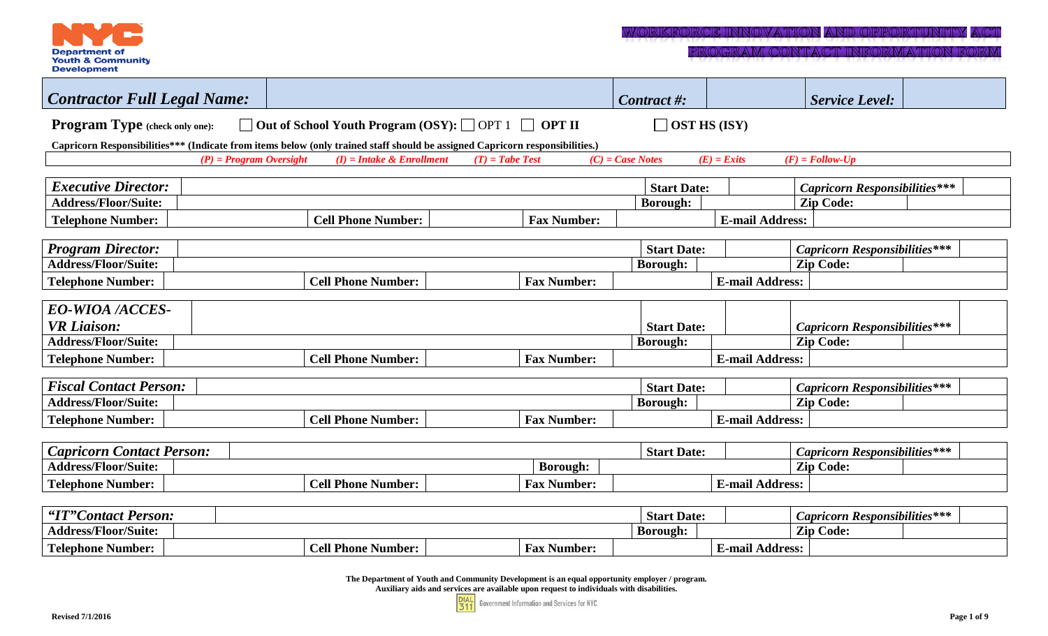Department of Youth & Community Development

# WORKFORCE INNOVATION AND OPPORTUNITY ACT
# PROGRAM CONTACT INFORMATION FORM

| *Contractor Full Legal Name:* | | *Contract #:* | | *Service Level:* | |
|---|---|---|---|---|---|

**Program Type** (check only one): ☐ **Out of School Youth Program (OSY):** ☐ OPT 1 ☐ **OPT II** ☐ **OST HS (ISY)**

**Capricorn Responsibilities\*\*\* (Indicate from items below (only trained staff should be assigned Capricorn responsibilities.)**

*(P) = Program Oversight* *(I) = Intake & Enrollment* *(T) = Tabe Test* *(C) = Case Notes* *(E) = Exits* *(F) = Follow-Up*

| *Executive Director:* | | | | **Start Date:** | | *Capricorn Responsibilities\*\*\** | |
|---|---|---|---|---|---|---|---|
| **Address/Floor/Suite:** | | | | **Borough:** | | **Zip Code:** | |
| **Telephone Number:** | | **Cell Phone Number:** | | **Fax Number:** | | **E-mail Address:** | |

| *Program Director:* | | | | **Start Date:** | | *Capricorn Responsibilities\*\*\** | |
|---|---|---|---|---|---|---|---|
| **Address/Floor/Suite:** | | | | **Borough:** | | **Zip Code:** | |
| **Telephone Number:** | | **Cell Phone Number:** | | **Fax Number:** | | **E-mail Address:** | |

| *EO-WIOA /ACCES-VR Liaison:* | | | | **Start Date:** | | *Capricorn Responsibilities\*\*\** | |
|---|---|---|---|---|---|---|---|
| **Address/Floor/Suite:** | | | | **Borough:** | | **Zip Code:** | |
| **Telephone Number:** | | **Cell Phone Number:** | | **Fax Number:** | | **E-mail Address:** | |

| *Fiscal Contact Person:* | | | | **Start Date:** | | *Capricorn Responsibilities\*\*\** | |
|---|---|---|---|---|---|---|---|
| **Address/Floor/Suite:** | | | | **Borough:** | | **Zip Code:** | |
| **Telephone Number:** | | **Cell Phone Number:** | | **Fax Number:** | | **E-mail Address:** | |

| *Capricorn Contact Person:* | | | | **Start Date:** | | *Capricorn Responsibilities\*\*\** | |
|---|---|---|---|---|---|---|---|
| **Address/Floor/Suite:** | | | | **Borough:** | | **Zip Code:** | |
| **Telephone Number:** | | **Cell Phone Number:** | | **Fax Number:** | | **E-mail Address:** | |

| *"IT"Contact Person:* | | | | **Start Date:** | | *Capricorn Responsibilities\*\*\** | |
|---|---|---|---|---|---|---|---|
| **Address/Floor/Suite:** | | | | **Borough:** | | **Zip Code:** | |
| **Telephone Number:** | | **Cell Phone Number:** | | **Fax Number:** | | **E-mail Address:** | |

**The Department of Youth and Community Development is an equal opportunity employer / program.**
**Auxiliary aids and services are available upon request to individuals with disabilities.**

DIAL 311 Government Information and Services for NYC

**Revised 7/1/2016**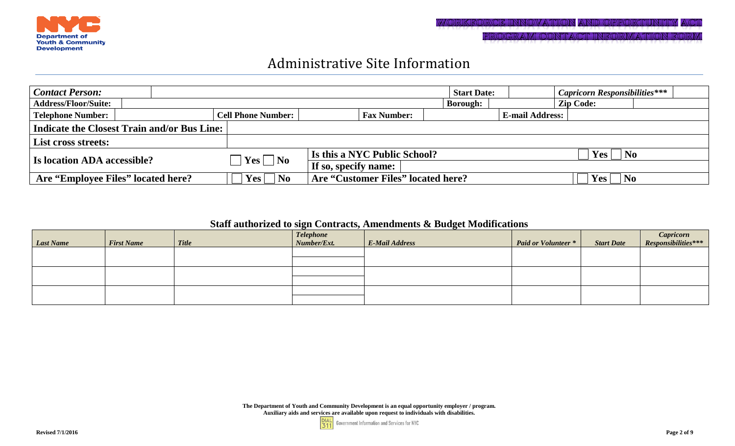Department of Youth & Community Development

WORKFORCE INNOVATION AND OPPORTUNITY ACT

PROGRAM CONTACT INFORMATION FORM

# Administrative Site Information

| ***Contact Person:*** | | **Start Date:** | | ***Capricorn Responsibilities\*\*\**** | |
|---|---|---|---|---|---|
| **Address/Floor/Suite:** | | **Borough:** | | **Zip Code:** | |

| **Telephone Number:** | | **Cell Phone Number:** | | **Fax Number:** | | **E-mail Address:** | |
|---|---|---|---|---|---|---|---|

| **Indicate the Closest Train and/or Bus Line:** | |
|---|---|
| **List cross streets:** | |

| **Is location ADA accessible?** | ☐ **Yes** ☐ **No** | **Is this a NYC Public School?** | ☐ **Yes** ☐ **No** |
|---|---|---|---|
| | | **If so, specify name:** | |
| **Are "Employee Files" located here?** | ☐ **Yes** ☐ **No** | **Are "Customer Files" located here?** | ☐ **Yes** ☐ **No** |

### Staff authorized to sign Contracts, Amendments & Budget Modifications

| *Last Name* | *First Name* | *Title* | *Telephone Number/Ext.* | *E-Mail Address* | *Paid or Volunteer \** | *Start Date* | *Capricorn Responsibilities\*\*\** |
|---|---|---|---|---|---|---|---|
| | | | | | | | |
| | | | | | | | |
| | | | | | | | |
| | | | | | | | |
| | | | | | | | |
| | | | | | | | |

**The Department of Youth and Community Development is an equal opportunity employer / program.**
**Auxiliary aids and services are available upon request to individuals with disabilities.**

DIAL 311 Government Information and Services for NYC

**Revised 7/1/2016**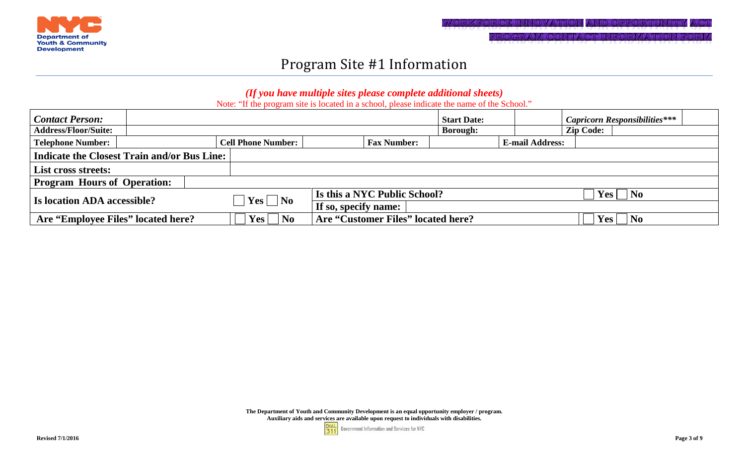WORKFORCE INNOVATION AND OPPORTUNITY ACT

PROGRAM CONTACT INFORMATION FORM

# Program Site #1 Information

***(If you have multiple sites please complete additional sheets)***

Note: "If the program site is located in a school, please indicate the name of the School."

| ***Contact Person:*** | | | | **Start Date:** | | ***Capricorn Responsibilities\*\*\**** | |
|---|---|---|---|---|---|---|---|
| **Address/Floor/Suite:** | | | | **Borough:** | | **Zip Code:** | |
| **Telephone Number:** | | **Cell Phone Number:** | | **Fax Number:** | | **E-mail Address:** | |
| **Indicate the Closest Train and/or Bus Line:** | | | | | | | |
| **List cross streets:** | | | | | | | |
| **Program Hours of Operation:** | | | | | | | |
| **Is location ADA accessible?** | ☐ **Yes** ☐ **No** | **Is this a NYC Public School?** | | | | ☐ **Yes** ☐ **No** | |
| | | **If so, specify name:** | | | | | |
| **Are "Employee Files" located here?** | ☐ **Yes** ☐ **No** | **Are "Customer Files" located here?** | | | | ☐ **Yes** ☐ **No** | |

**The Department of Youth and Community Development is an equal opportunity employer / program.**
**Auxiliary aids and services are available upon request to individuals with disabilities.**

DIAL 311 Government Information and Services for NYC

**Revised 7/1/2016**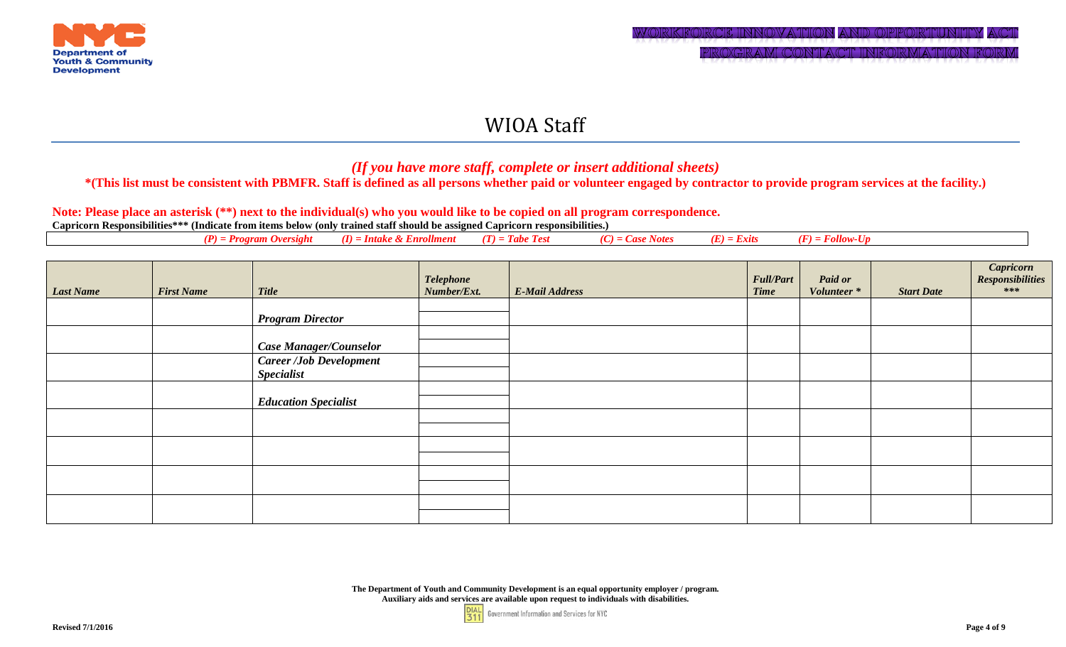# WIOA Staff

***(If you have more staff, complete or insert additional sheets)***

**\*(This list must be consistent with PBMFR. Staff is defined as all persons whether paid or volunteer engaged by contractor to provide program services at the facility.)**

**Note: Please place an asterisk (\*\*) next to the individual(s) who you would like to be copied on all program correspondence.**

**Capricorn Responsibilities\*\*\* (Indicate from items below (only trained staff should be assigned Capricorn responsibilities.)**

***(P) = Program Oversight (I) = Intake & Enrollment (T) = Tabe Test (C) = Case Notes (E) = Exits (F) = Follow-Up***

| *Last Name* | *First Name* | *Title* | *Telephone Number/Ext.* | *E-Mail Address* | *Full/Part Time* | *Paid or Volunteer \** | *Start Date* | *Capricorn Responsibilities \*\*\** |
|---|---|---|---|---|---|---|---|---|
| | | *Program Director* | | | | | | |
| | | *Case Manager/Counselor* | | | | | | |
| | | *Career /Job Development Specialist* | | | | | | |
| | | *Education Specialist* | | | | | | |
| | | | | | | | | |
| | | | | | | | | |
| | | | | | | | | |
| | | | | | | | | |

**The Department of Youth and Community Development is an equal opportunity employer / program.**
**Auxiliary aids and services are available upon request to individuals with disabilities.**

DIAL 311 Government Information and Services for NYC

**Revised 7/1/2016**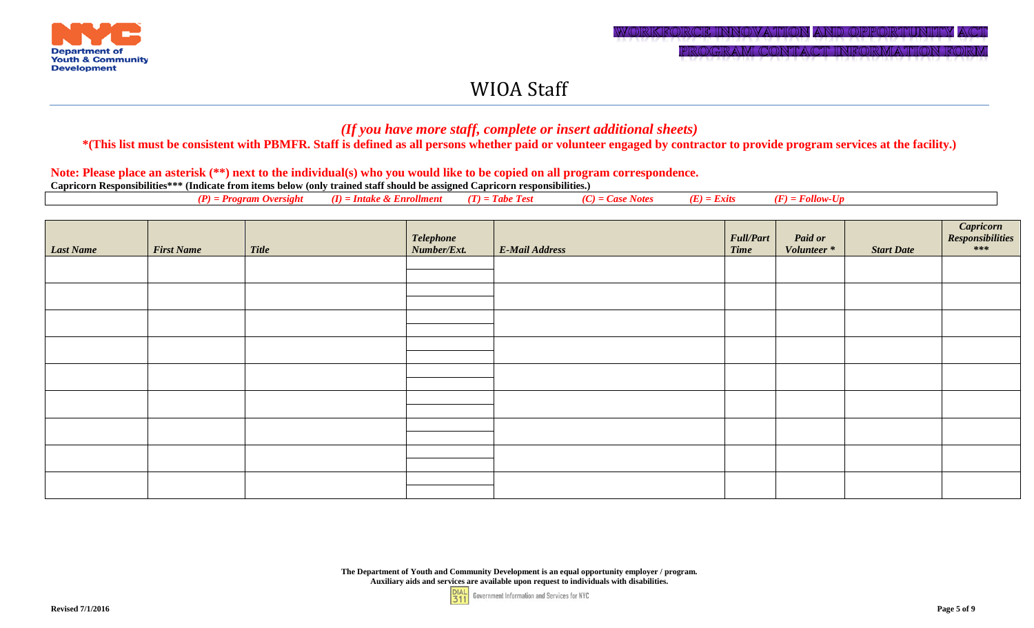NYC Department of Youth & Community Development

WORKFORCE INNOVATION AND OPPORTUNITY ACT
PROGRAM CONTACT INFORMATION FORM

# WIOA Staff

***(If you have more staff, complete or insert additional sheets)***

**\*(This list must be consistent with PBMFR. Staff is defined as all persons whether paid or volunteer engaged by contractor to provide program services at the facility.)**

**Note: Please place an asterisk (\*\*) next to the individual(s) who you would like to be copied on all program correspondence.**

**Capricorn Responsibilities\*\*\* (Indicate from items below (only trained staff should be assigned Capricorn responsibilities.)**

*(P) = Program Oversight* *(I) = Intake & Enrollment* *(T) = Tabe Test* *(C) = Case Notes* *(E) = Exits* *(F) = Follow-Up*

| *Last Name* | *First Name* | *Title* | *Telephone Number/Ext.* | *E-Mail Address* | *Full/Part Time* | *Paid or Volunteer \** | *Start Date* | *Capricorn Responsibilities \*\*\** |
|---|---|---|---|---|---|---|---|---|
| | | | | | | | | |
| | | | | | | | | |
| | | | | | | | | |
| | | | | | | | | |
| | | | | | | | | |
| | | | | | | | | |
| | | | | | | | | |
| | | | | | | | | |
| | | | | | | | | |

**The Department of Youth and Community Development is an equal opportunity employer / program.**
**Auxiliary aids and services are available upon request to individuals with disabilities.**

DIAL 311 Government Information and Services for NYC

**Revised 7/1/2016**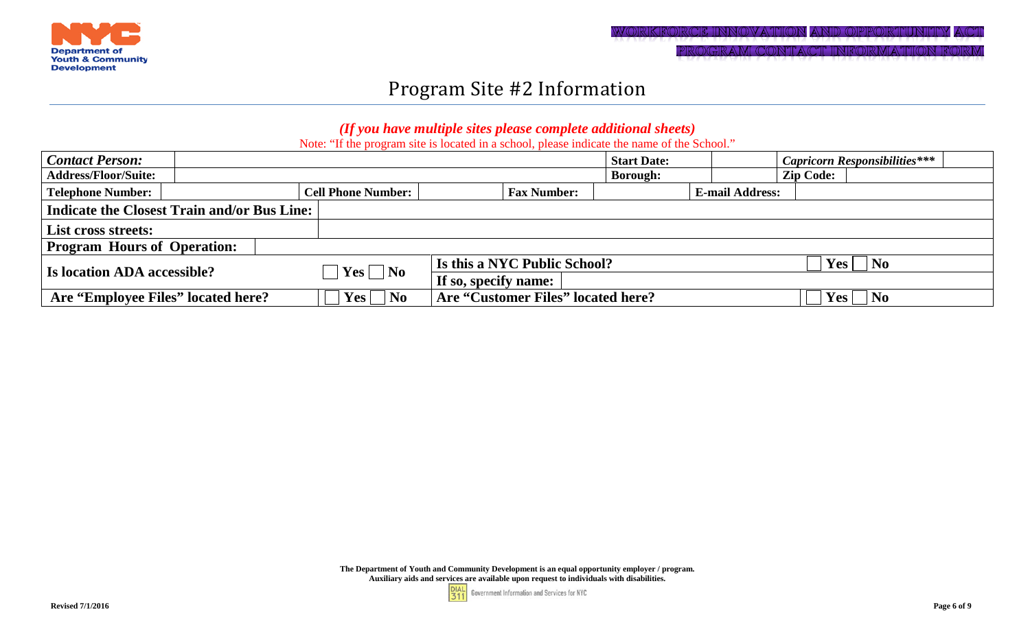Department of Youth & Community Development

WORKFORCE INNOVATION AND OPPORTUNITY ACT
PROGRAM CONTACT INFORMATION FORM

# Program Site #2 Information

***(If you have multiple sites please complete additional sheets)***

Note: "If the program site is located in a school, please indicate the name of the School."

| ***Contact Person:*** | | | | | **Start Date:** | | ***Capricorn Responsibilities**\*** | |
|---|---|---|---|---|---|---|---|---|
| **Address/Floor/Suite:** | | | | | **Borough:** | | **Zip Code:** | |
| **Telephone Number:** | | **Cell Phone Number:** | | **Fax Number:** | | **E-mail Address:** | | |
| **Indicate the Closest Train and/or Bus Line:** | | | | | | | | |
| **List cross streets:** | | | | | | | | |
| **Program Hours of Operation:** | | | | | | | | |
| **Is location ADA accessible?** | ☐ **Yes** ☐ **No** | **Is this a NYC Public School?** | | | | | ☐ **Yes** ☐ **No** | |
| | | **If so, specify name:** | | | | | | |
| **Are "Employee Files" located here?** | ☐ **Yes** ☐ **No** | **Are "Customer Files" located here?** | | | | | ☐ **Yes** ☐ **No** | |

**The Department of Youth and Community Development is an equal opportunity employer / program.**
**Auxiliary aids and services are available upon request to individuals with disabilities.**

DIAL 311 Government Information and Services for NYC

**Revised 7/1/2016**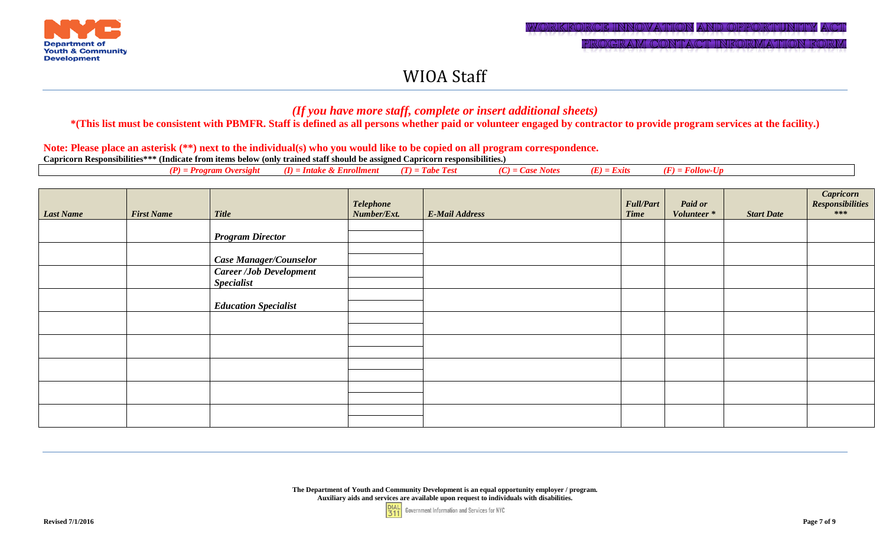Department of Youth & Community Development

WORKFORCE INNOVATION AND OPPORTUNITY ACT

PROGRAM CONTACT INFORMATION FORM

# WIOA Staff

***(If you have more staff, complete or insert additional sheets)***

**\*(This list must be consistent with PBMFR. Staff is defined as all persons whether paid or volunteer engaged by contractor to provide program services at the facility.)**

**Note: Please place an asterisk (\*\*) next to the individual(s) who you would like to be copied on all program correspondence.**

**Capricorn Responsibilities\*\*\* (Indicate from items below (only trained staff should be assigned Capricorn responsibilities.)**

*(P) = Program Oversight* *(I) = Intake & Enrollment* *(T) = Tabe Test* *(C) = Case Notes* *(E) = Exits* *(F) = Follow-Up*

| *Last Name* | *First Name* | *Title* | *Telephone Number/Ext.* | *E-Mail Address* | *Full/Part Time* | *Paid or Volunteer \** | *Start Date* | *Capricorn Responsibilities \*\*\** |
|---|---|---|---|---|---|---|---|---|
| | | *Program Director* | | | | | | |
| | | *Case Manager/Counselor* | | | | | | |
| | | *Career /Job Development Specialist* | | | | | | |
| | | *Education Specialist* | | | | | | |
| | | | | | | | | |
| | | | | | | | | |
| | | | | | | | | |
| | | | | | | | | |
| | | | | | | | | |

**The Department of Youth and Community Development is an equal opportunity employer / program.**
**Auxiliary aids and services are available upon request to individuals with disabilities.**

DIAL 311 Government Information and Services for NYC

**Revised 7/1/2016**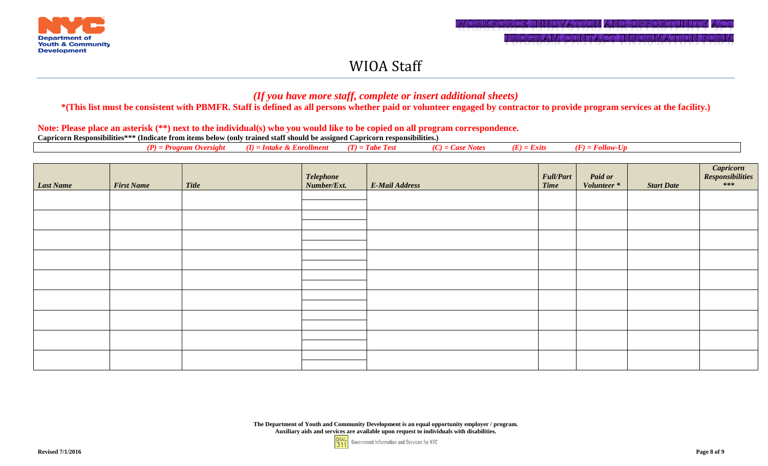Department of Youth & Community Development

WORKFORCE INNOVATION AND OPPORTUNITY ACT

PROGRAM CONTACT INFORMATION FORM

# WIOA Staff

***(If you have more staff, complete or insert additional sheets)***

**\*(This list must be consistent with PBMFR. Staff is defined as all persons whether paid or volunteer engaged by contractor to provide program services at the facility.)**

**Note: Please place an asterisk (\*\*) next to the individual(s) who you would like to be copied on all program correspondence.**

**Capricorn Responsibilities\*\*\* (Indicate from items below (only trained staff should be assigned Capricorn responsibilities.)**

***(P) = Program Oversight (I) = Intake & Enrollment (T) = Tabe Test (C) = Case Notes (E) = Exits (F) = Follow-Up***

| *Last Name* | *First Name* | *Title* | *Telephone Number/Ext.* | *E-Mail Address* | *Full/Part Time* | *Paid or Volunteer \** | *Start Date* | *Capricorn Responsibilities \*\*\** |
|---|---|---|---|---|---|---|---|---|
| | | | | | | | | |
| | | | | | | | | |
| | | | | | | | | |
| | | | | | | | | |
| | | | | | | | | |
| | | | | | | | | |
| | | | | | | | | |
| | | | | | | | | |
| | | | | | | | | |

**The Department of Youth and Community Development is an equal opportunity employer / program.**
**Auxiliary aids and services are available upon request to individuals with disabilities.**

DIAL 311 Government Information and Services for NYC

**Revised 7/1/2016**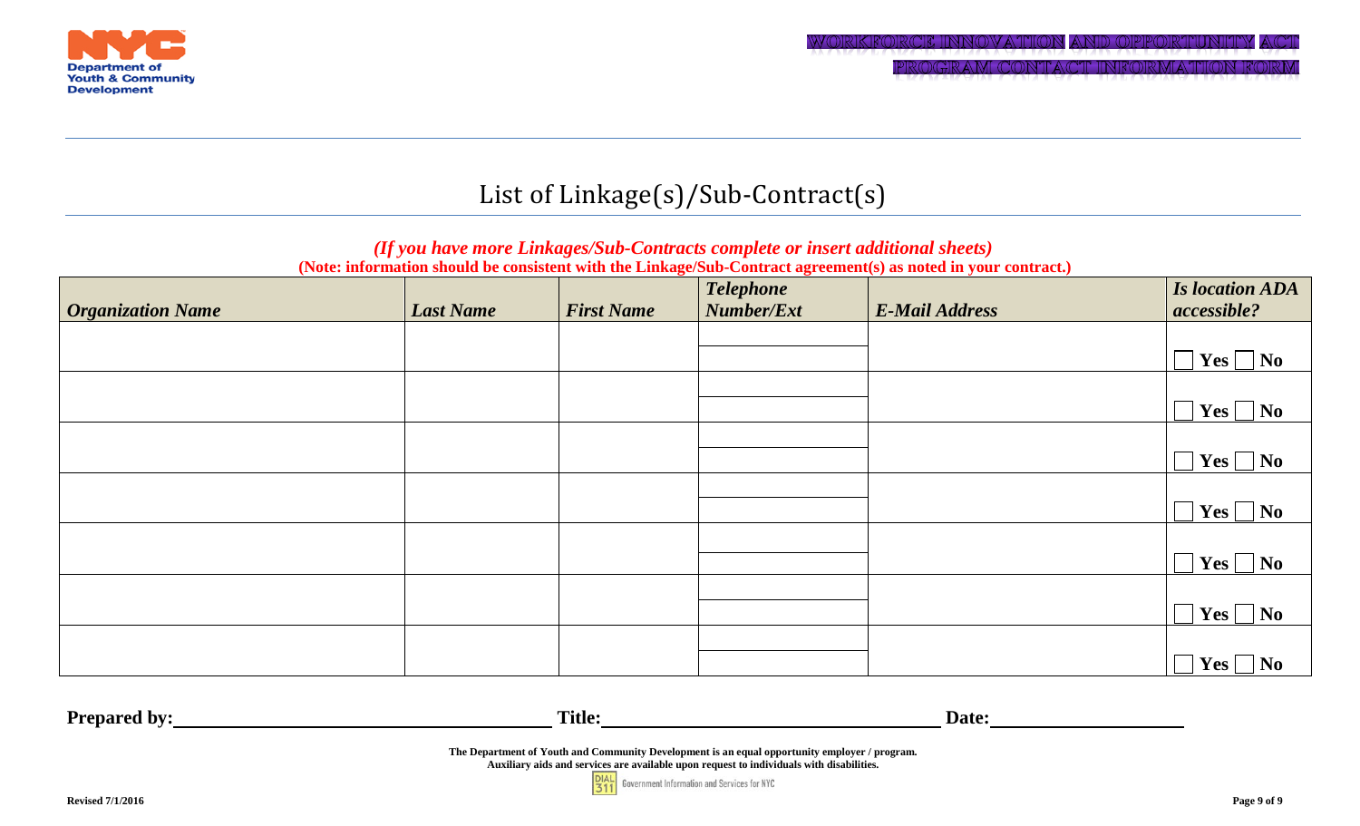Department of Youth & Community Development

WORKFORCE INNOVATION AND OPPORTUNITY ACT
PROGRAM CONTACT INFORMATION FORM

# List of Linkage(s)/Sub-Contract(s)

*(If you have more Linkages/Sub-Contracts complete or insert additional sheets)*
**(Note: information should be consistent with the Linkage/Sub-Contract agreement(s) as noted in your contract.)**

| *Organization Name* | *Last Name* | *First Name* | *Telephone Number/Ext* | *E-Mail Address* | *Is location ADA accessible?* |
|---|---|---|---|---|---|
| | | | | | ☐ Yes ☐ No |
| | | | | | ☐ Yes ☐ No |
| | | | | | ☐ Yes ☐ No |
| | | | | | ☐ Yes ☐ No |
| | | | | | ☐ Yes ☐ No |
| | | | | | ☐ Yes ☐ No |
| | | | | | ☐ Yes ☐ No |

**Prepared by:** ____________________ **Title:** ____________________ **Date:** ____________________

**The Department of Youth and Community Development is an equal opportunity employer / program.**
**Auxiliary aids and services are available upon request to individuals with disabilities.**

DIAL 311 Government Information and Services for NYC

**Revised 7/1/2016**